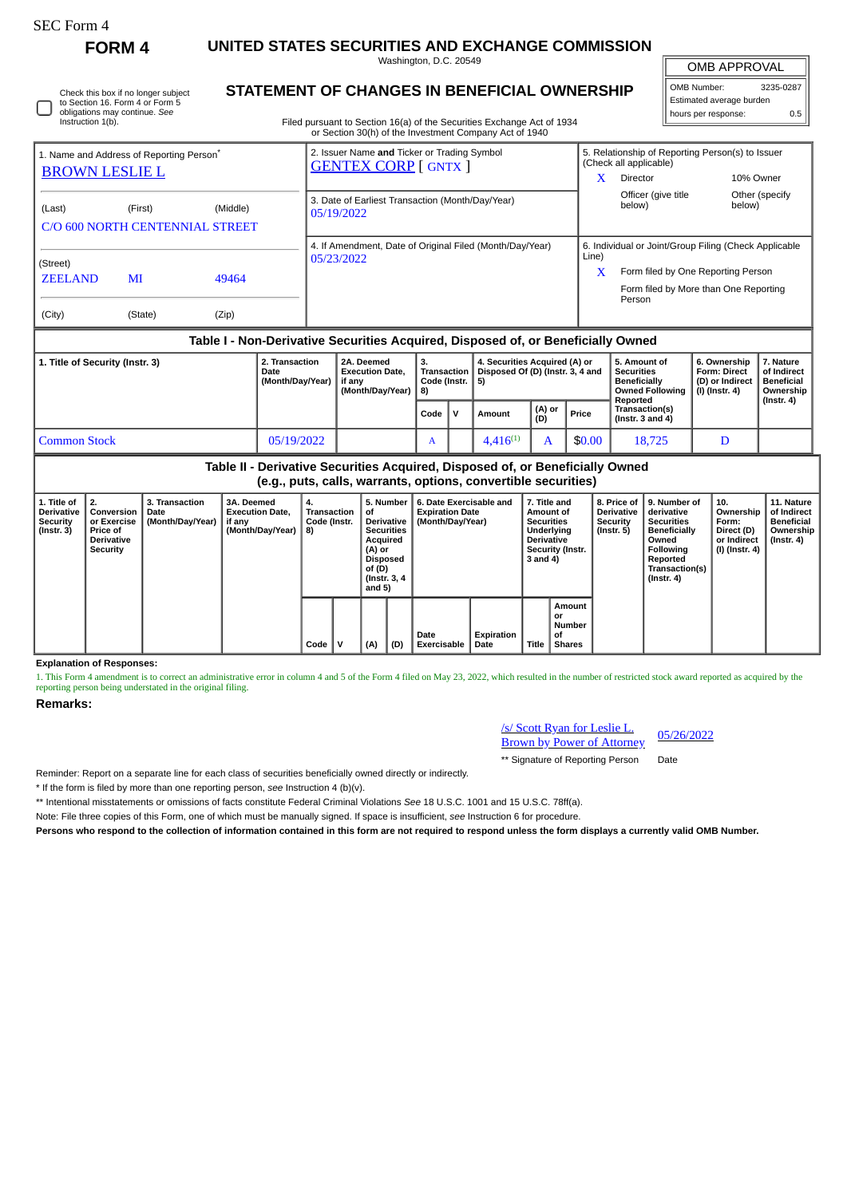SEC Form 4

# FORM 4

## UNITED STATES SECURITIES AND EXCHANGE COMMISSION

Washington, D.C. 20549

☐ Check this box if no longer subject to Section 16. Form 4 or Form 5 obligations may continue. *See* Instruction 1(b).

## STATEMENT OF CHANGES IN BENEFICIAL OWNERSHIP

Filed pursuant to Section 16(a) of the Securities Exchange Act of 1934 or Section 30(h) of the Investment Company Act of 1940

| OMB APPROVAL | |
|---|---|
| OMB Number: | 3235-0287 |
| Estimated average burden | |
| hours per response: | 0.5 |

1. Name and Address of Reporting Person*
BROWN LESLIE L

(Last) (First) (Middle)
C/O 600 NORTH CENTENNIAL STREET

(Street)
ZEELAND MI 49464

(City) (State) (Zip)

2. Issuer Name **and** Ticker or Trading Symbol
GENTEX CORP [ GNTX ]

3. Date of Earliest Transaction (Month/Day/Year)
05/19/2022

4. If Amendment, Date of Original Filed (Month/Day/Year)
05/23/2022

5. Relationship of Reporting Person(s) to Issuer (Check all applicable)
X Director
10% Owner
Officer (give title below)
Other (specify below)

6. Individual or Joint/Group Filing (Check Applicable Line)
X Form filed by One Reporting Person
Form filed by More than One Reporting Person

### Table I - Non-Derivative Securities Acquired, Disposed of, or Beneficially Owned

| 1. Title of Security (Instr. 3) | 2. Transaction Date (Month/Day/Year) | 2A. Deemed Execution Date, if any (Month/Day/Year) | 3. Transaction Code (Instr. 8) | | 4. Securities Acquired (A) or Disposed Of (D) (Instr. 3, 4 and 5) | | | 5. Amount of Securities Beneficially Owned Following Reported Transaction(s) (Instr. 3 and 4) | 6. Ownership Form: Direct (D) or Indirect (I) (Instr. 4) | 7. Nature of Indirect Beneficial Ownership (Instr. 4) |
|---|---|---|---|---|---|---|---|---|---|---|
| | | | Code | V | Amount | (A) or (D) | Price | | | |
| Common Stock | 05/19/2022 | | A | | 4,416[1] | A | $0.00 | 18,725 | D | |

### Table II - Derivative Securities Acquired, Disposed of, or Beneficially Owned (e.g., puts, calls, warrants, options, convertible securities)

| 1. Title of Derivative Security (Instr. 3) | 2. Conversion or Exercise Price of Derivative Security | 3. Transaction Date (Month/Day/Year) | 3A. Deemed Execution Date, if any (Month/Day/Year) | 4. Transaction Code (Instr. 8) | | 5. Number of Derivative Securities Acquired (A) or Disposed of (D) (Instr. 3, 4 and 5) | | 6. Date Exercisable and Expiration Date (Month/Day/Year) | | 7. Title and Amount of Securities Underlying Derivative Security (Instr. 3 and 4) | | 8. Price of Derivative Security (Instr. 5) | 9. Number of derivative Securities Beneficially Owned Following Reported Transaction(s) (Instr. 4) | 10. Ownership Form: Direct (D) or Indirect (I) (Instr. 4) | 11. Nature of Indirect Beneficial Ownership (Instr. 4) |
|---|---|---|---|---|---|---|---|---|---|---|---|---|---|---|---|
| | | | | Code | V | (A) | (D) | Date Exercisable | Expiration Date | Title | Amount or Number of Shares | | | | |

**Explanation of Responses:**

1. This Form 4 amendment is to correct an administrative error in column 4 and 5 of the Form 4 filed on May 23, 2022, which resulted in the number of restricted stock award reported as acquired by the reporting person being understated in the original filing.

**Remarks:**

/s/ Scott Ryan for Leslie L. Brown by Power of Attorney 05/26/2022

** Signature of Reporting Person Date

Reminder: Report on a separate line for each class of securities beneficially owned directly or indirectly.

* If the form is filed by more than one reporting person, *see* Instruction 4 (b)(v).

** Intentional misstatements or omissions of facts constitute Federal Criminal Violations *See* 18 U.S.C. 1001 and 15 U.S.C. 78ff(a).

Note: File three copies of this Form, one of which must be manually signed. If space is insufficient, *see* Instruction 6 for procedure.

**Persons who respond to the collection of information contained in this form are not required to respond unless the form displays a currently valid OMB Number.**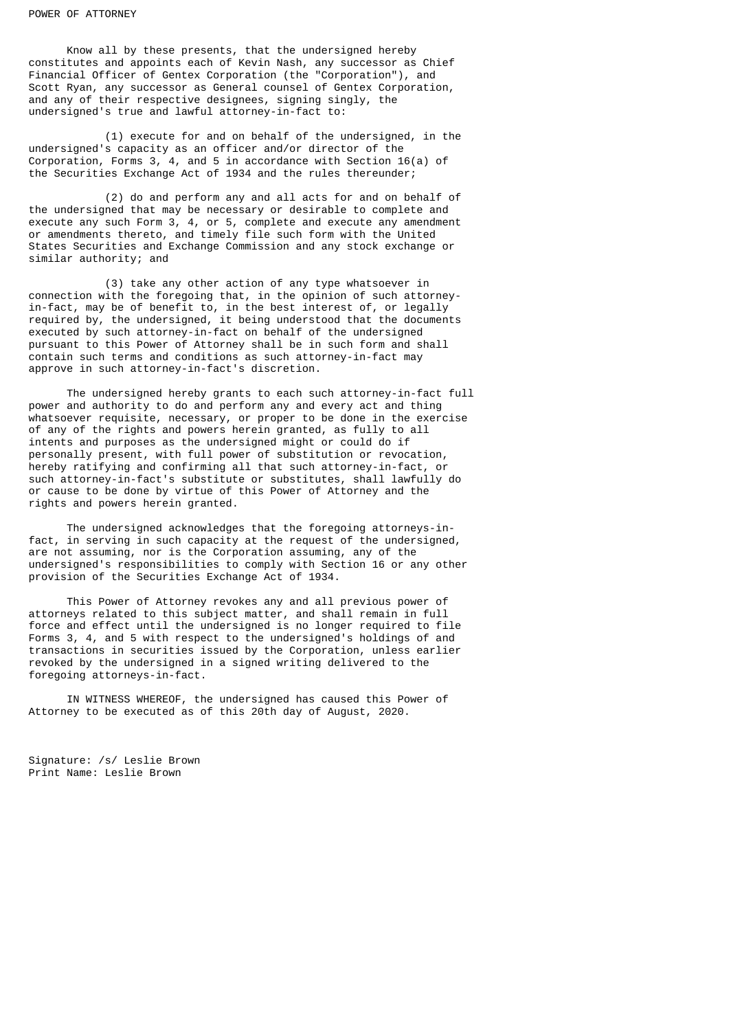# POWER OF ATTORNEY

Know all by these presents, that the undersigned hereby constitutes and appoints each of Kevin Nash, any successor as Chief Financial Officer of Gentex Corporation (the "Corporation"), and Scott Ryan, any successor as General counsel of Gentex Corporation, and any of their respective designees, signing singly, the undersigned's true and lawful attorney-in-fact to:

(1) execute for and on behalf of the undersigned, in the undersigned's capacity as an officer and/or director of the Corporation, Forms 3, 4, and 5 in accordance with Section 16(a) of the Securities Exchange Act of 1934 and the rules thereunder;

(2) do and perform any and all acts for and on behalf of the undersigned that may be necessary or desirable to complete and execute any such Form 3, 4, or 5, complete and execute any amendment or amendments thereto, and timely file such form with the United States Securities and Exchange Commission and any stock exchange or similar authority; and

(3) take any other action of any type whatsoever in connection with the foregoing that, in the opinion of such attorney-in-fact, may be of benefit to, in the best interest of, or legally required by, the undersigned, it being understood that the documents executed by such attorney-in-fact on behalf of the undersigned pursuant to this Power of Attorney shall be in such form and shall contain such terms and conditions as such attorney-in-fact may approve in such attorney-in-fact's discretion.

The undersigned hereby grants to each such attorney-in-fact full power and authority to do and perform any and every act and thing whatsoever requisite, necessary, or proper to be done in the exercise of any of the rights and powers herein granted, as fully to all intents and purposes as the undersigned might or could do if personally present, with full power of substitution or revocation, hereby ratifying and confirming all that such attorney-in-fact, or such attorney-in-fact's substitute or substitutes, shall lawfully do or cause to be done by virtue of this Power of Attorney and the rights and powers herein granted.

The undersigned acknowledges that the foregoing attorneys-in-fact, in serving in such capacity at the request of the undersigned, are not assuming, nor is the Corporation assuming, any of the undersigned's responsibilities to comply with Section 16 or any other provision of the Securities Exchange Act of 1934.

This Power of Attorney revokes any and all previous power of attorneys related to this subject matter, and shall remain in full force and effect until the undersigned is no longer required to file Forms 3, 4, and 5 with respect to the undersigned's holdings of and transactions in securities issued by the Corporation, unless earlier revoked by the undersigned in a signed writing delivered to the foregoing attorneys-in-fact.

IN WITNESS WHEREOF, the undersigned has caused this Power of Attorney to be executed as of this 20th day of August, 2020.

Signature: /s/ Leslie Brown
Print Name: Leslie Brown